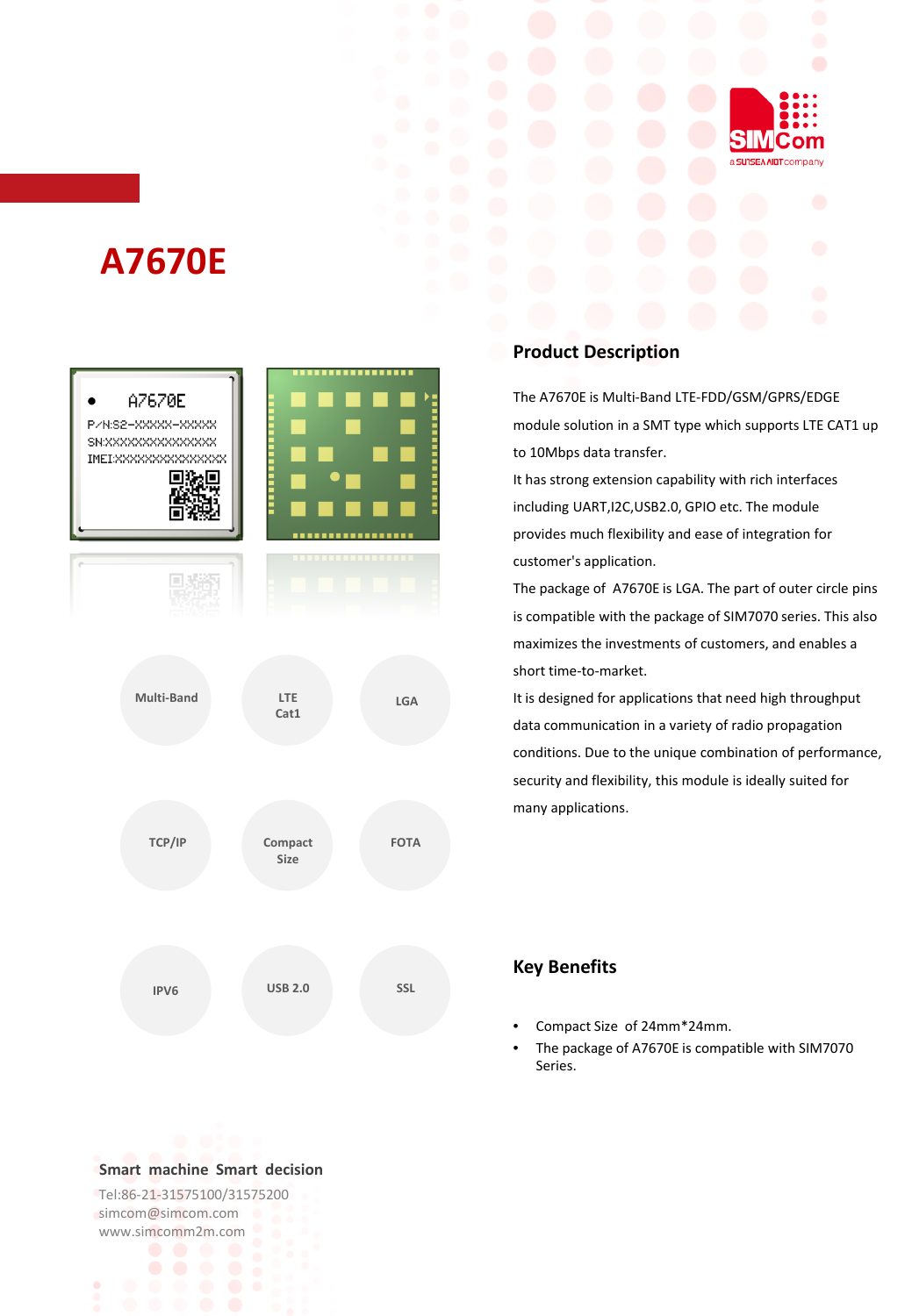# A7670E

Multi-Band

LTE Cat1

LGA

TCP/IP

Compact Size

FOTA

IPV6

USB 2.0

SSL

## Product Description

The A7670E is Multi-Band LTE-FDD/GSM/GPRS/EDGE module solution in a SMT type which supports LTE CAT1 up to 10Mbps data transfer.

It has strong extension capability with rich interfaces including UART,I2C,USB2.0, GPIO etc. The module provides much flexibility and ease of integration for customer's application.

The package of A7670E is LGA. The part of outer circle pins is compatible with the package of SIM7070 series. This also maximizes the investments of customers, and enables a short time-to-market.

It is designed for applications that need high throughput data communication in a variety of radio propagation conditions. Due to the unique combination of performance, security and flexibility, this module is ideally suited for many applications.

## Key Benefits

- Compact Size of 24mm*24mm.
- The package of A7670E is compatible with SIM7070 Series.

**Smart machine Smart decision**

Tel:86-21-31575100/31575200
simcom@simcom.com
www.simcomm2m.com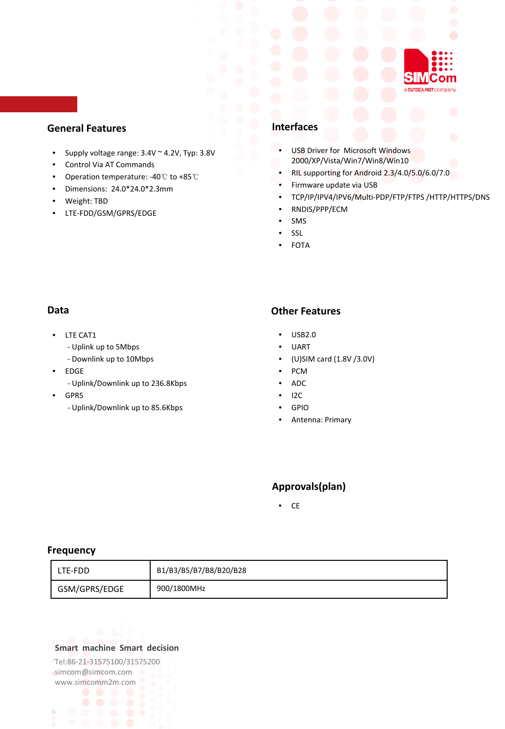## General Features

- Supply voltage range: 3.4V ~ 4.2V, Typ: 3.8V
- Control Via AT Commands
- Operation temperature: -40℃ to +85℃
- Dimensions: 24.0*24.0*2.3mm
- Weight: TBD
- LTE-FDD/GSM/GPRS/EDGE

## Interfaces

- USB Driver for Microsoft Windows 2000/XP/Vista/Win7/Win8/Win10
- RIL supporting for Android 2.3/4.0/5.0/6.0/7.0
- Firmware update via USB
- TCP/IP/IPV4/IPV6/Multi-PDP/FTP/FTPS /HTTP/HTTPS/DNS
- RNDIS/PPP/ECM
- SMS
- SSL
- FOTA

## Data

- LTE CAT1
  - Uplink up to 5Mbps
  - Downlink up to 10Mbps
- EDGE
  - Uplink/Downlink up to 236.8Kbps
- GPRS
  - Uplink/Downlink up to 85.6Kbps

## Other Features

- USB2.0
- UART
- (U)SIM card (1.8V /3.0V)
- PCM
- ADC
- I2C
- GPIO
- Antenna: Primary

## Approvals(plan)

- CE

## Frequency

| | |
|---|---|
| LTE-FDD | B1/B3/B5/B7/B8/B20/B28 |
| GSM/GPRS/EDGE | 900/1800MHz |

**Smart machine Smart decision**

Tel:86-21-31575100/31575200
simcom@simcom.com
www.simcomm2m.com